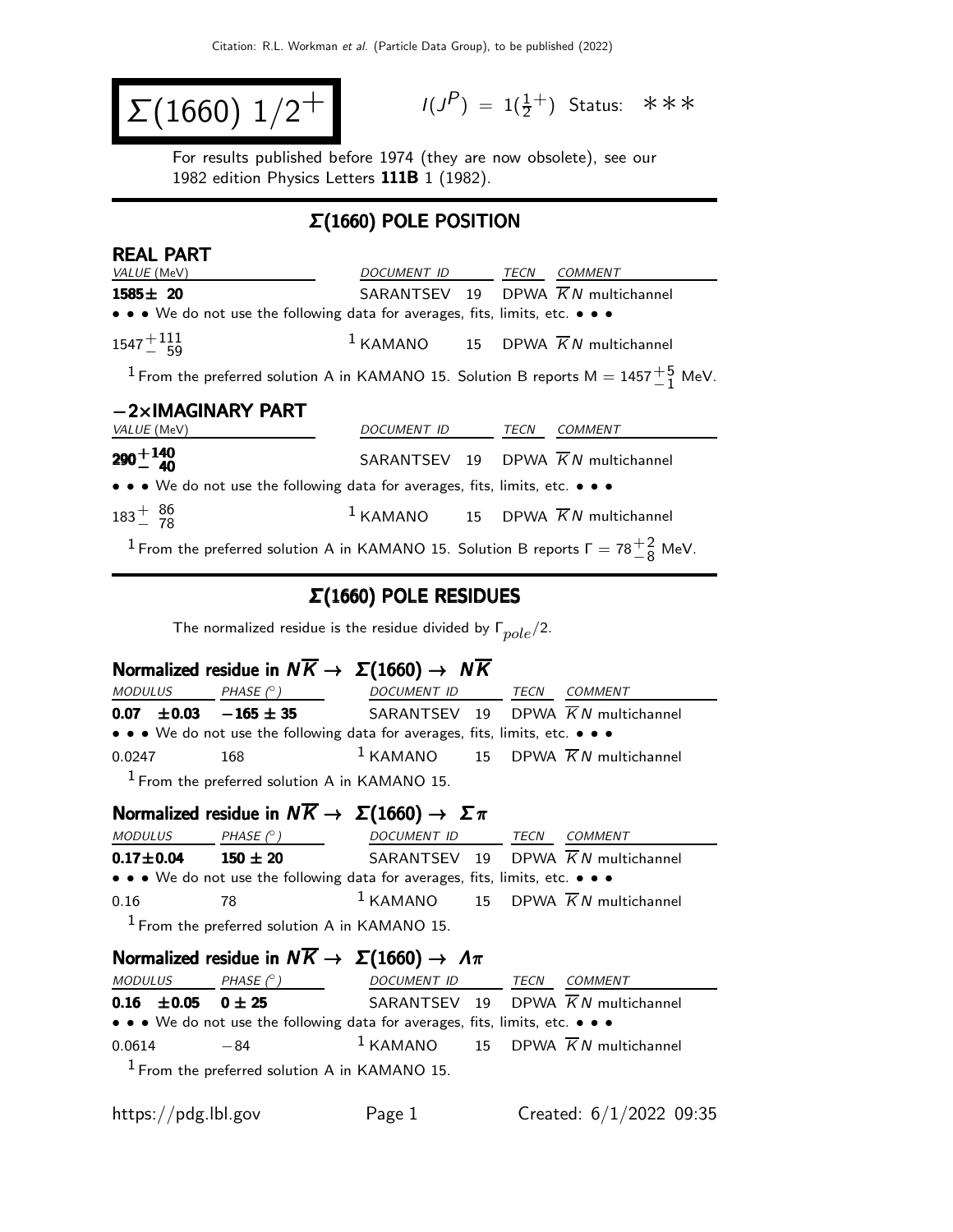# $\Sigma(1660)\ 1/2^+$

$I(J^P) = 1(\frac{1}{2}^+)$ Status: ∗∗∗

For results published before 1974 (they are now obsolete), see our 1982 edition Physics Letters **111B** 1 (1982).

## Σ(1660) POLE POSITION

### REAL PART

| VALUE (MeV) | DOCUMENT ID | TECN | COMMENT |
|---|---|---|---|
| **1585± 20** | SARANTSEV 19 | DPWA | $\overline{K}N$ multichannel |
| • • • We do not use the following data for averages, fits, limits, etc. • • • | | | |
| $1547^{+111}_{-\ 59}$ | [1] KAMANO 15 | DPWA | $\overline{K}N$ multichannel |

[1] From the preferred solution A in KAMANO 15. Solution B reports M = $1457^{+5}_{-1}$ MeV.

### −2×IMAGINARY PART

| VALUE (MeV) | DOCUMENT ID | TECN | COMMENT |
|---|---|---|---|
| $\mathbf{290^{+140}_{-\ 40}}$ | SARANTSEV 19 | DPWA | $\overline{K}N$ multichannel |
| • • • We do not use the following data for averages, fits, limits, etc. • • • | | | |
| $183^{+\ 86}_{-\ 78}$ | [1] KAMANO 15 | DPWA | $\overline{K}N$ multichannel |

[1] From the preferred solution A in KAMANO 15. Solution B reports $\Gamma = 78^{+2}_{-8}$ MeV.

## Σ(1660) POLE RESIDUES

The normalized residue is the residue divided by $\Gamma_{pole}/2$.

### Normalized residue in $N\overline{K} \rightarrow \Sigma(1660) \rightarrow N\overline{K}$

| MODULUS | PHASE (°) | DOCUMENT ID | TECN | COMMENT |
|---|---|---|---|---|
| **0.07 ±0.03** | **−165 ± 35** | SARANTSEV 19 | DPWA | $\overline{K}N$ multichannel |
| • • • We do not use the following data for averages, fits, limits, etc. • • • | | | | |
| 0.0247 | 168 | [1] KAMANO 15 | DPWA | $\overline{K}N$ multichannel |

[1] From the preferred solution A in KAMANO 15.

### Normalized residue in $N\overline{K} \rightarrow \Sigma(1660) \rightarrow \Sigma\pi$

| MODULUS | PHASE (°) | DOCUMENT ID | TECN | COMMENT |
|---|---|---|---|---|
| **0.17±0.04** | **150 ± 20** | SARANTSEV 19 | DPWA | $\overline{K}N$ multichannel |
| • • • We do not use the following data for averages, fits, limits, etc. • • • | | | | |
| 0.16 | 78 | [1] KAMANO 15 | DPWA | $\overline{K}N$ multichannel |

[1] From the preferred solution A in KAMANO 15.

### Normalized residue in $N\overline{K} \rightarrow \Sigma(1660) \rightarrow \Lambda\pi$

| MODULUS | PHASE (°) | DOCUMENT ID | TECN | COMMENT |
|---|---|---|---|---|
| **0.16 ±0.05** | **0 ± 25** | SARANTSEV 19 | DPWA | $\overline{K}N$ multichannel |
| • • • We do not use the following data for averages, fits, limits, etc. • • • | | | | |
| 0.0614 | −84 | [1] KAMANO 15 | DPWA | $\overline{K}N$ multichannel |

[1] From the preferred solution A in KAMANO 15.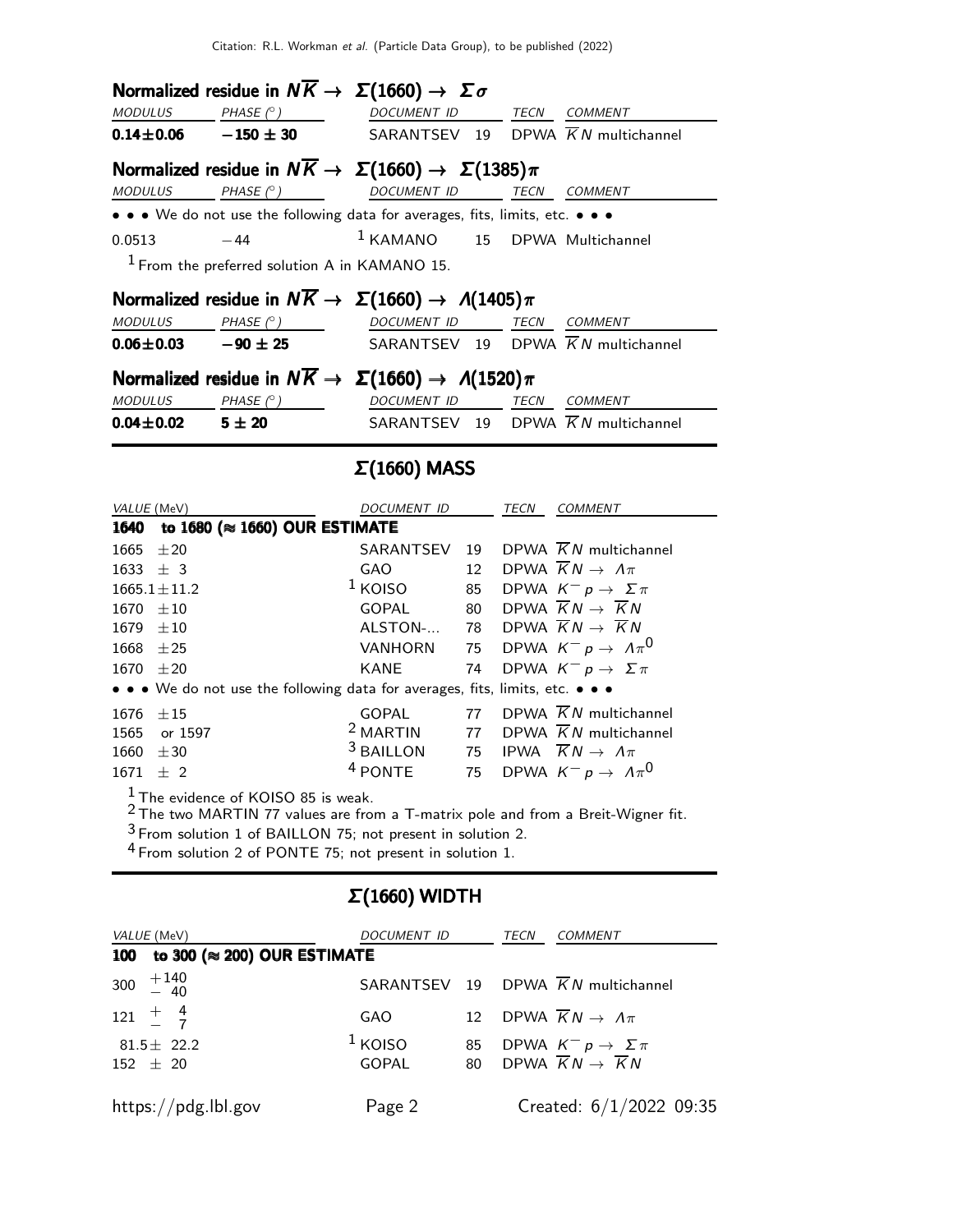### Normalized residue in $N\overline{K} \rightarrow \Sigma(1660) \rightarrow \Sigma\sigma$

| MODULUS | PHASE (°) | DOCUMENT ID | | TECN | COMMENT |
|---|---|---|---|---|---|
| **0.14±0.06** | **−150 ± 30** | SARANTSEV | 19 | DPWA | $\overline{K}N$ multichannel |

### Normalized residue in $N\overline{K} \rightarrow \Sigma(1660) \rightarrow \Sigma(1385)\pi$

| MODULUS | PHASE (°) | DOCUMENT ID | | TECN | COMMENT |
|---|---|---|---|---|---|
| • • • We do not use the following data for averages, fits, limits, etc. • • • | | | | | |
| 0.0513 | −44 | [1] KAMANO | 15 | DPWA | Multichannel |

[1] From the preferred solution A in KAMANO 15.

### Normalized residue in $N\overline{K} \rightarrow \Sigma(1660) \rightarrow \Lambda(1405)\pi$

| MODULUS | PHASE (°) | DOCUMENT ID | | TECN | COMMENT |
|---|---|---|---|---|---|
| **0.06±0.03** | **−90 ± 25** | SARANTSEV | 19 | DPWA | $\overline{K}N$ multichannel |

### Normalized residue in $N\overline{K} \rightarrow \Sigma(1660) \rightarrow \Lambda(1520)\pi$

| MODULUS | PHASE (°) | DOCUMENT ID | | TECN | COMMENT |
|---|---|---|---|---|---|
| **0.04±0.02** | **5 ± 20** | SARANTSEV | 19 | DPWA | $\overline{K}N$ multichannel |

## Σ(1660) MASS

| VALUE (MeV) | DOCUMENT ID | | TECN | COMMENT |
|---|---|---|---|---|
| **1640 to 1680 (≈ 1660) OUR ESTIMATE** | | | | |
| 1665 ±20 | SARANTSEV | 19 | DPWA | $\overline{K}N$ multichannel |
| 1633 ± 3 | GAO | 12 | DPWA | $\overline{K}N \rightarrow \Lambda\pi$ |
| 1665.1±11.2 | [1] KOISO | 85 | DPWA | $K^- p \rightarrow \Sigma\pi$ |
| 1670 ±10 | GOPAL | 80 | DPWA | $\overline{K}N \rightarrow \overline{K}N$ |
| 1679 ±10 | ALSTON-... | 78 | DPWA | $\overline{K}N \rightarrow \overline{K}N$ |
| 1668 ±25 | VANHORN | 75 | DPWA | $K^- p \rightarrow \Lambda\pi^0$ |
| 1670 ±20 | KANE | 74 | DPWA | $K^- p \rightarrow \Sigma\pi$ |
| • • • We do not use the following data for averages, fits, limits, etc. • • • | | | | |
| 1676 ±15 | GOPAL | 77 | DPWA | $\overline{K}N$ multichannel |
| 1565 or 1597 | [2] MARTIN | 77 | DPWA | $\overline{K}N$ multichannel |
| 1660 ±30 | [3] BAILLON | 75 | IPWA | $\overline{K}N \rightarrow \Lambda\pi$ |
| 1671 ± 2 | [4] PONTE | 75 | DPWA | $K^- p \rightarrow \Lambda\pi^0$ |

[1] The evidence of KOISO 85 is weak.
[2] The two MARTIN 77 values are from a T-matrix pole and from a Breit-Wigner fit.
[3] From solution 1 of BAILLON 75; not present in solution 2.
[4] From solution 2 of PONTE 75; not present in solution 1.

## Σ(1660) WIDTH

| VALUE (MeV) | DOCUMENT ID | | TECN | COMMENT |
|---|---|---|---|---|
| **100 to 300 (≈ 200) OUR ESTIMATE** | | | | |
| $300\ ^{+140}_{-\ 40}$ | SARANTSEV | 19 | DPWA | $\overline{K}N$ multichannel |
| $121\ ^{+\ 4}_{-\ 7}$ | GAO | 12 | DPWA | $\overline{K}N \rightarrow \Lambda\pi$ |
| 81.5± 22.2 | [1] KOISO | 85 | DPWA | $K^- p \rightarrow \Sigma\pi$ |
| 152 ± 20 | GOPAL | 80 | DPWA | $\overline{K}N \rightarrow \overline{K}N$ |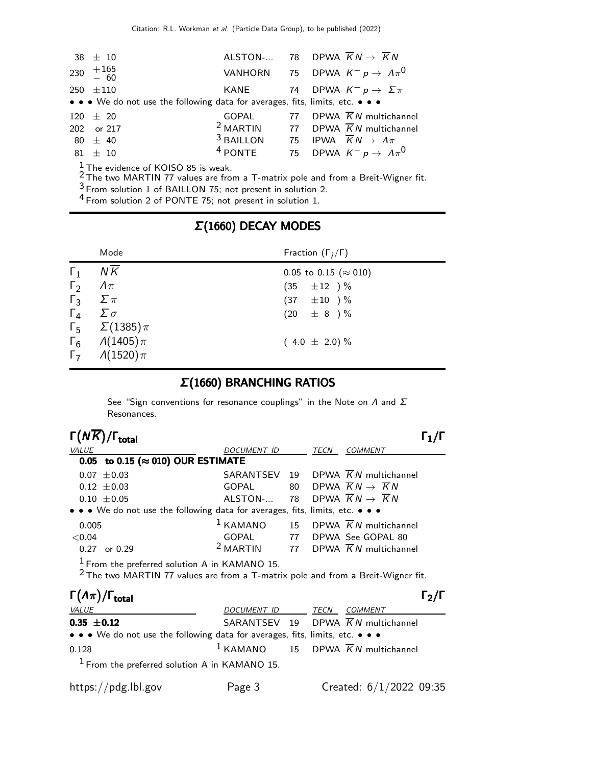| VALUE | DOCUMENT ID | | TECN | COMMENT |
|---|---|---|---|---|
| 38 ± 10 | ALSTON-... | 78 | DPWA | $\overline{K}N \to \overline{K}N$ |
| 230 $^{+165}_{-60}$ | VANHORN | 75 | DPWA | $K^- p \to \Lambda\pi^0$ |
| 250 ±110 | KANE | 74 | DPWA | $K^- p \to \Sigma\pi$ |
| • • • We do not use the following data for averages, fits, limits, etc. • • • | | | | |
| 120 ± 20 | GOPAL | 77 | DPWA | $\overline{K}N$ multichannel |
| 202 or 217 | [2] MARTIN | 77 | DPWA | $\overline{K}N$ multichannel |
| 80 ± 40 | [3] BAILLON | 75 | IPWA | $\overline{K}N \to \Lambda\pi$ |
| 81 ± 10 | [4] PONTE | 75 | DPWA | $K^- p \to \Lambda\pi^0$ |

[1] The evidence of KOISO 85 is weak.
[2] The two MARTIN 77 values are from a T-matrix pole and from a Breit-Wigner fit.
[3] From solution 1 of BAILLON 75; not present in solution 2.
[4] From solution 2 of PONTE 75; not present in solution 1.

## Σ(1660) DECAY MODES

| | Mode | Fraction ($\Gamma_i/\Gamma$) |
|---|---|---|
| $\Gamma_1$ | $N\overline{K}$ | 0.05 to 0.15 (≈ 010) |
| $\Gamma_2$ | $\Lambda\pi$ | (35 ±12 ) % |
| $\Gamma_3$ | $\Sigma\pi$ | (37 ±10 ) % |
| $\Gamma_4$ | $\Sigma\sigma$ | (20 ± 8 ) % |
| $\Gamma_5$ | $\Sigma(1385)\pi$ | |
| $\Gamma_6$ | $\Lambda(1405)\pi$ | ( 4.0 ± 2.0) % |
| $\Gamma_7$ | $\Lambda(1520)\pi$ | |

## Σ(1660) BRANCHING RATIOS

See "Sign conventions for resonance couplings" in the Note on Λ and Σ Resonances.

### $\Gamma(N\overline{K})/\Gamma_{total}$ $\Gamma_1/\Gamma$

| VALUE | DOCUMENT ID | | TECN | COMMENT |
|---|---|---|---|---|
| **0.05 to 0.15 (≈ 010) OUR ESTIMATE** | | | | |
| 0.07 ±0.03 | SARANTSEV | 19 | DPWA | $\overline{K}N$ multichannel |
| 0.12 ±0.03 | GOPAL | 80 | DPWA | $\overline{K}N \to \overline{K}N$ |
| 0.10 ±0.05 | ALSTON-... | 78 | DPWA | $\overline{K}N \to \overline{K}N$ |
| • • • We do not use the following data for averages, fits, limits, etc. • • • | | | | |
| 0.005 | [1] KAMANO | 15 | DPWA | $\overline{K}N$ multichannel |
| <0.04 | GOPAL | 77 | DPWA | See GOPAL 80 |
| 0.27 or 0.29 | [2] MARTIN | 77 | DPWA | $\overline{K}N$ multichannel |

[1] From the preferred solution A in KAMANO 15.
[2] The two MARTIN 77 values are from a T-matrix pole and from a Breit-Wigner fit.

### $\Gamma(\Lambda\pi)/\Gamma_{total}$ $\Gamma_2/\Gamma$

| VALUE | DOCUMENT ID | | TECN | COMMENT |
|---|---|---|---|---|
| **0.35 ±0.12** | SARANTSEV | 19 | DPWA | $\overline{K}N$ multichannel |
| • • • We do not use the following data for averages, fits, limits, etc. • • • | | | | |
| 0.128 | [1] KAMANO | 15 | DPWA | $\overline{K}N$ multichannel |

[1] From the preferred solution A in KAMANO 15.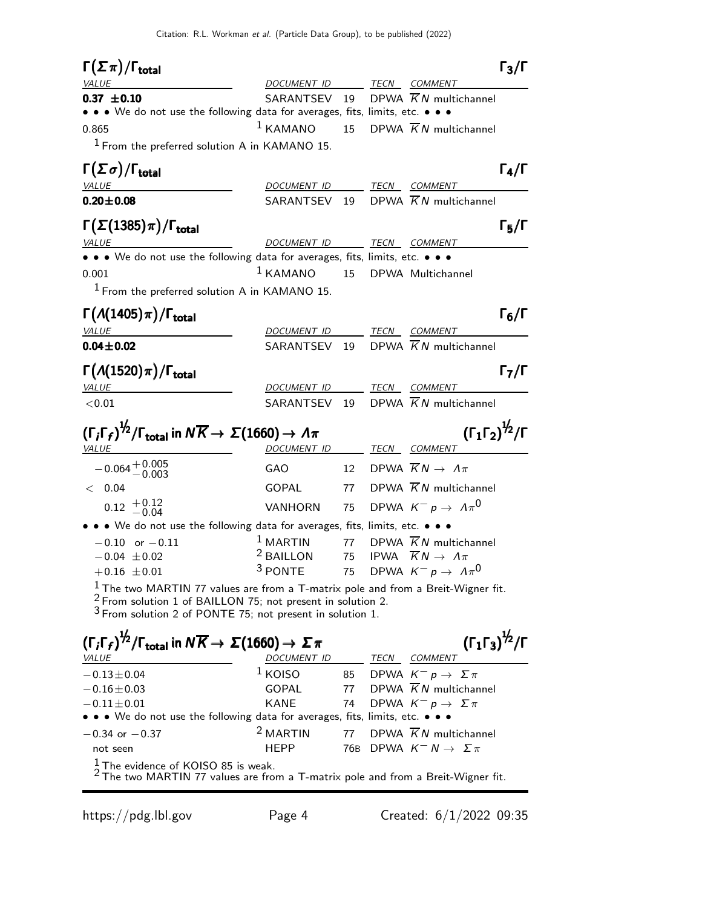### $\Gamma(\Sigma\pi)/\Gamma_{\text{total}}$ — $\Gamma_3/\Gamma$

| VALUE | DOCUMENT ID | | TECN | COMMENT |
|---|---|---|---|---|
| **0.37 ±0.10** | SARANTSEV | 19 | DPWA | $\overline{K}N$ multichannel |
| • • • We do not use the following data for averages, fits, limits, etc. • • • | | | | |
| 0.865 | [1] KAMANO | 15 | DPWA | $\overline{K}N$ multichannel |

[1] From the preferred solution A in KAMANO 15.

### $\Gamma(\Sigma\sigma)/\Gamma_{\text{total}}$ — $\Gamma_4/\Gamma$

| VALUE | DOCUMENT ID | | TECN | COMMENT |
|---|---|---|---|---|
| **0.20±0.08** | SARANTSEV | 19 | DPWA | $\overline{K}N$ multichannel |

### $\Gamma(\Sigma(1385)\pi)/\Gamma_{\text{total}}$ — $\Gamma_5/\Gamma$

| VALUE | DOCUMENT ID | | TECN | COMMENT |
|---|---|---|---|---|
| • • • We do not use the following data for averages, fits, limits, etc. • • • | | | | |
| 0.001 | [1] KAMANO | 15 | DPWA | Multichannel |

[1] From the preferred solution A in KAMANO 15.

### $\Gamma(\Lambda(1405)\pi)/\Gamma_{\text{total}}$ — $\Gamma_6/\Gamma$

| VALUE | DOCUMENT ID | | TECN | COMMENT |
|---|---|---|---|---|
| **0.04±0.02** | SARANTSEV | 19 | DPWA | $\overline{K}N$ multichannel |

### $\Gamma(\Lambda(1520)\pi)/\Gamma_{\text{total}}$ — $\Gamma_7/\Gamma$

| VALUE | DOCUMENT ID | | TECN | COMMENT |
|---|---|---|---|---|
| <0.01 | SARANTSEV | 19 | DPWA | $\overline{K}N$ multichannel |

### $(\Gamma_i\Gamma_f)^{1/2}/\Gamma_{\text{total}}$ in $N\overline{K} \to \Sigma(1660) \to \Lambda\pi$ — $(\Gamma_1\Gamma_2)^{1/2}/\Gamma$

| VALUE | DOCUMENT ID | | TECN | COMMENT |
|---|---|---|---|---|
| $-0.064^{+0.005}_{-0.003}$ | GAO | 12 | DPWA | $\overline{K}N \to \Lambda\pi$ |
| < 0.04 | GOPAL | 77 | DPWA | $\overline{K}N$ multichannel |
| $0.12\ ^{+0.12}_{-0.04}$ | VANHORN | 75 | DPWA | $K^-p \to \Lambda\pi^0$ |
| • • • We do not use the following data for averages, fits, limits, etc. • • • | | | | |
| $-0.10$ or $-0.11$ | [1] MARTIN | 77 | DPWA | $\overline{K}N$ multichannel |
| $-0.04 \pm 0.02$ | [2] BAILLON | 75 | IPWA | $\overline{K}N \to \Lambda\pi$ |
| $+0.16 \pm 0.01$ | [3] PONTE | 75 | DPWA | $K^-p \to \Lambda\pi^0$ |

[1] The two MARTIN 77 values are from a T-matrix pole and from a Breit-Wigner fit.
[2] From solution 1 of BAILLON 75; not present in solution 2.
[3] From solution 2 of PONTE 75; not present in solution 1.

### $(\Gamma_i\Gamma_f)^{1/2}/\Gamma_{\text{total}}$ in $N\overline{K} \to \Sigma(1660) \to \Sigma\pi$ — $(\Gamma_1\Gamma_3)^{1/2}/\Gamma$

| VALUE | DOCUMENT ID | | TECN | COMMENT |
|---|---|---|---|---|
| $-0.13\pm0.04$ | [1] KOISO | 85 | DPWA | $K^-p \to \Sigma\pi$ |
| $-0.16\pm0.03$ | GOPAL | 77 | DPWA | $\overline{K}N$ multichannel |
| $-0.11\pm0.01$ | KANE | 74 | DPWA | $K^-p \to \Sigma\pi$ |
| • • • We do not use the following data for averages, fits, limits, etc. • • • | | | | |
| $-0.34$ or $-0.37$ | [2] MARTIN | 77 | DPWA | $\overline{K}N$ multichannel |
| not seen | HEPP | 76B | DPWA | $K^-N \to \Sigma\pi$ |

[1] The evidence of KOISO 85 is weak.
[2] The two MARTIN 77 values are from a T-matrix pole and from a Breit-Wigner fit.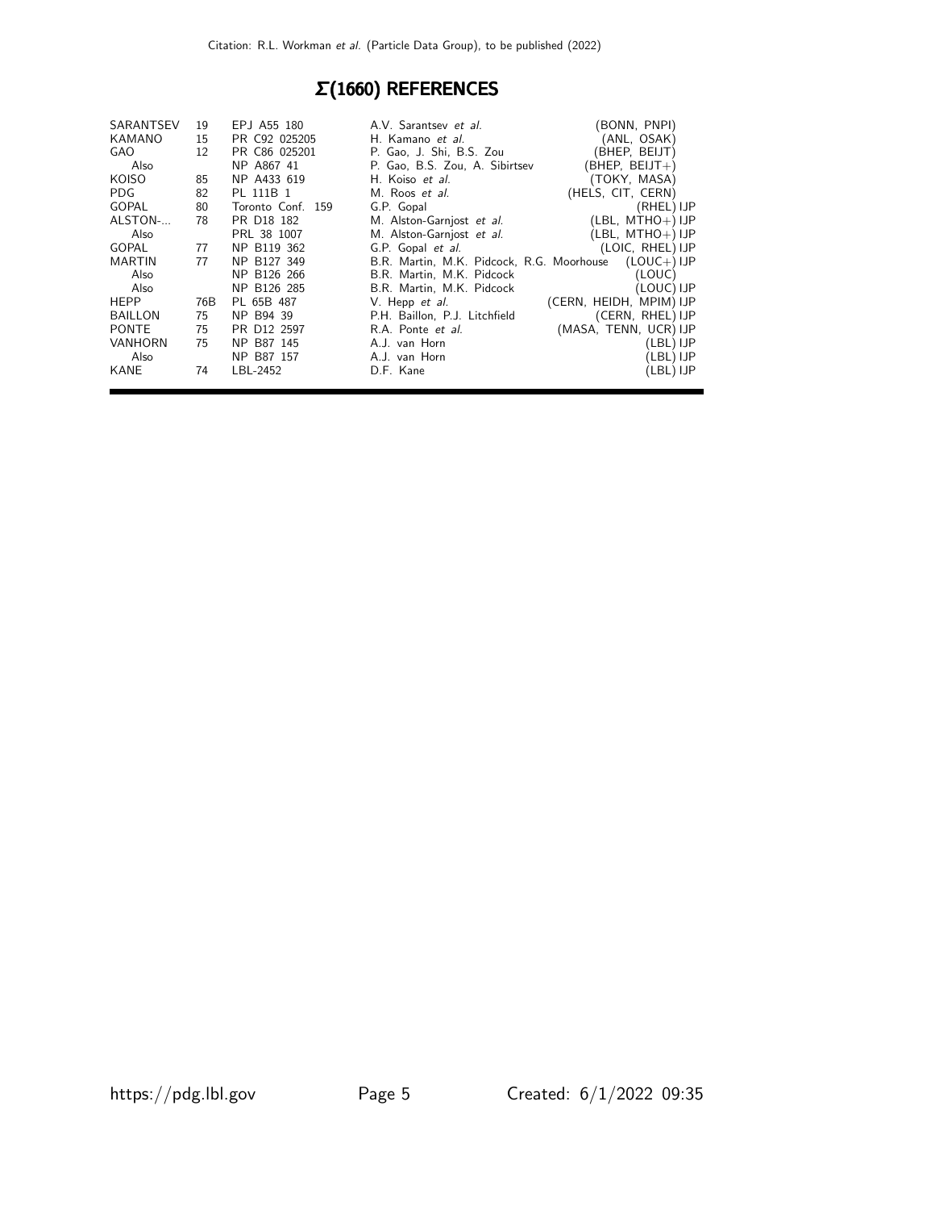# Σ(1660) REFERENCES

| | | | | |
|---|---|---|---|---|
| SARANTSEV | 19 | EPJ A55 180 | A.V. Sarantsev *et al.* | (BONN, PNPI) |
| KAMANO | 15 | PR C92 025205 | H. Kamano *et al.* | (ANL, OSAK) |
| GAO | 12 | PR C86 025201 | P. Gao, J. Shi, B.S. Zou | (BHEP, BEIJT) |
| Also | | NP A867 41 | P. Gao, B.S. Zou, A. Sibirtsev | (BHEP, BEIJT+) |
| KOISO | 85 | NP A433 619 | H. Koiso *et al.* | (TOKY, MASA) |
| PDG | 82 | PL 111B 1 | M. Roos *et al.* | (HELS, CIT, CERN) |
| GOPAL | 80 | Toronto Conf. 159 | G.P. Gopal | (RHEL) IJP |
| ALSTON-... | 78 | PR D18 182 | M. Alston-Garnjost *et al.* | (LBL, MTHO+) IJP |
| Also | | PRL 38 1007 | M. Alston-Garnjost *et al.* | (LBL, MTHO+) IJP |
| GOPAL | 77 | NP B119 362 | G.P. Gopal *et al.* | (LOIC, RHEL) IJP |
| MARTIN | 77 | NP B127 349 | B.R. Martin, M.K. Pidcock, R.G. Moorhouse | (LOUC+) IJP |
| Also | | NP B126 266 | B.R. Martin, M.K. Pidcock | (LOUC) |
| Also | | NP B126 285 | B.R. Martin, M.K. Pidcock | (LOUC) IJP |
| HEPP | 76B | PL 65B 487 | V. Hepp *et al.* | (CERN, HEIDH, MPIM) IJP |
| BAILLON | 75 | NP B94 39 | P.H. Baillon, P.J. Litchfield | (CERN, RHEL) IJP |
| PONTE | 75 | PR D12 2597 | R.A. Ponte *et al.* | (MASA, TENN, UCR) IJP |
| VANHORN | 75 | NP B87 145 | A.J. van Horn | (LBL) IJP |
| Also | | NP B87 157 | A.J. van Horn | (LBL) IJP |
| KANE | 74 | LBL-2452 | D.F. Kane | (LBL) IJP |